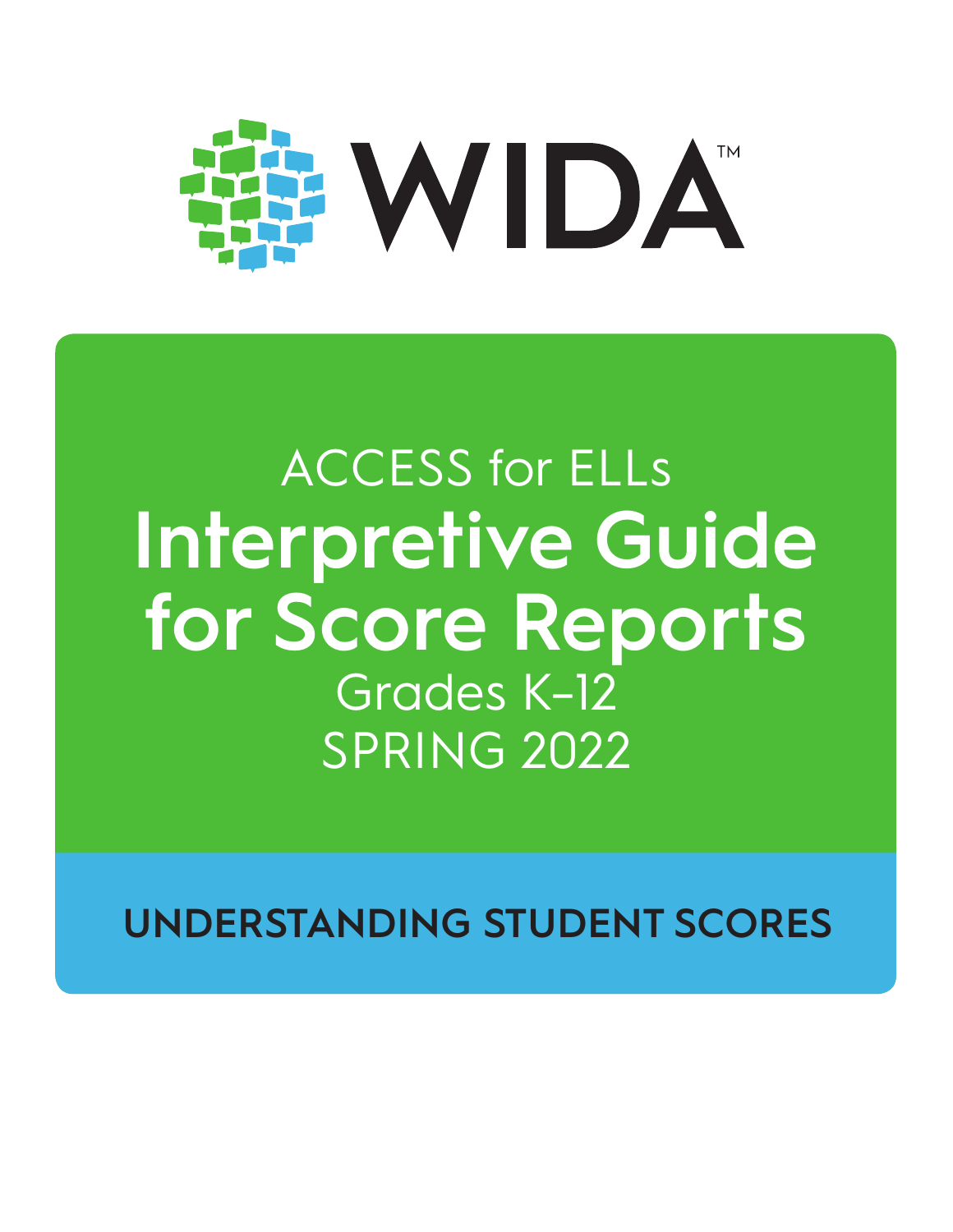WIDA™

ACCESS for ELLs

# Interpretive Guide for Score Reports

Grades K–12

SPRING 2022

## UNDERSTANDING STUDENT SCORES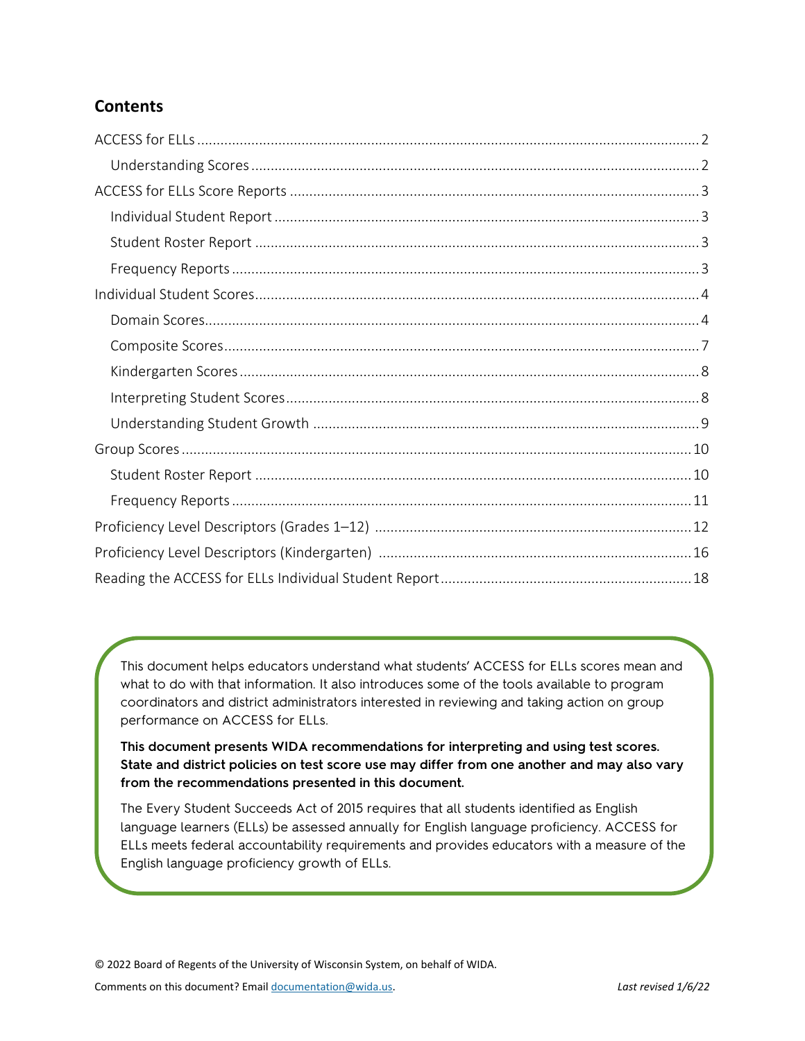## Contents

- ACCESS for ELLs ... 2
  - Understanding Scores ... 2
- ACCESS for ELLs Score Reports ... 3
  - Individual Student Report ... 3
  - Student Roster Report ... 3
  - Frequency Reports ... 3
- Individual Student Scores ... 4
  - Domain Scores ... 4
  - Composite Scores ... 7
  - Kindergarten Scores ... 8
  - Interpreting Student Scores ... 8
  - Understanding Student Growth ... 9
- Group Scores ... 10
  - Student Roster Report ... 10
  - Frequency Reports ... 11
- Proficiency Level Descriptors (Grades 1–12) ... 12
- Proficiency Level Descriptors (Kindergarten) ... 16
- Reading the ACCESS for ELLs Individual Student Report ... 18

This document helps educators understand what students' ACCESS for ELLs scores mean and what to do with that information. It also introduces some of the tools available to program coordinators and district administrators interested in reviewing and taking action on group performance on ACCESS for ELLs.

**This document presents WIDA recommendations for interpreting and using test scores. State and district policies on test score use may differ from one another and may also vary from the recommendations presented in this document.**

The Every Student Succeeds Act of 2015 requires that all students identified as English language learners (ELLs) be assessed annually for English language proficiency. ACCESS for ELLs meets federal accountability requirements and provides educators with a measure of the English language proficiency growth of ELLs.

© 2022 Board of Regents of the University of Wisconsin System, on behalf of WIDA.

Comments on this document? Email documentation@wida.us. *Last revised 1/6/22*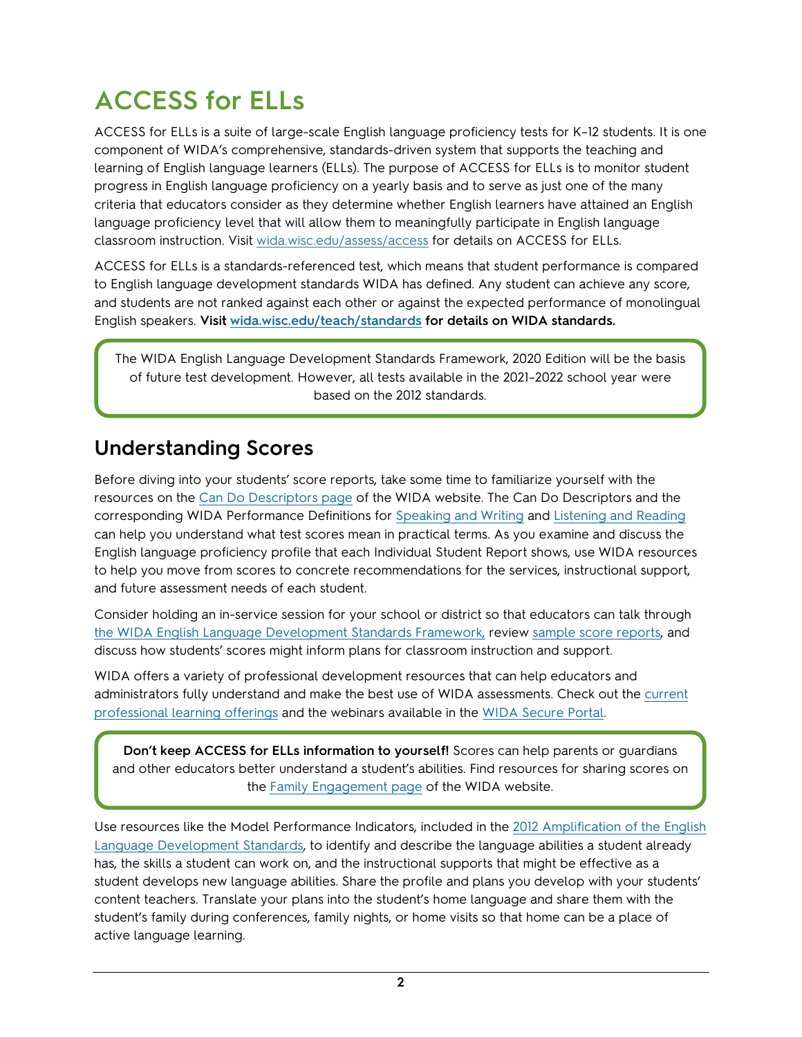# ACCESS for ELLs

ACCESS for ELLs is a suite of large-scale English language proficiency tests for K–12 students. It is one component of WIDA's comprehensive, standards-driven system that supports the teaching and learning of English language learners (ELLs). The purpose of ACCESS for ELLs is to monitor student progress in English language proficiency on a yearly basis and to serve as just one of the many criteria that educators consider as they determine whether English learners have attained an English language proficiency level that will allow them to meaningfully participate in English language classroom instruction. Visit wida.wisc.edu/assess/access for details on ACCESS for ELLs.

ACCESS for ELLs is a standards-referenced test, which means that student performance is compared to English language development standards WIDA has defined. Any student can achieve any score, and students are not ranked against each other or against the expected performance of monolingual English speakers. **Visit wida.wisc.edu/teach/standards for details on WIDA standards.**

> The WIDA English Language Development Standards Framework, 2020 Edition will be the basis of future test development. However, all tests available in the 2021–2022 school year were based on the 2012 standards.

## Understanding Scores

Before diving into your students' score reports, take some time to familiarize yourself with the resources on the Can Do Descriptors page of the WIDA website. The Can Do Descriptors and the corresponding WIDA Performance Definitions for Speaking and Writing and Listening and Reading can help you understand what test scores mean in practical terms. As you examine and discuss the English language proficiency profile that each Individual Student Report shows, use WIDA resources to help you move from scores to concrete recommendations for the services, instructional support, and future assessment needs of each student.

Consider holding an in-service session for your school or district so that educators can talk through the WIDA English Language Development Standards Framework, review sample score reports, and discuss how students' scores might inform plans for classroom instruction and support.

WIDA offers a variety of professional development resources that can help educators and administrators fully understand and make the best use of WIDA assessments. Check out the current professional learning offerings and the webinars available in the WIDA Secure Portal.

> **Don't keep ACCESS for ELLs information to yourself!** Scores can help parents or guardians and other educators better understand a student's abilities. Find resources for sharing scores on the Family Engagement page of the WIDA website.

Use resources like the Model Performance Indicators, included in the 2012 Amplification of the English Language Development Standards, to identify and describe the language abilities a student already has, the skills a student can work on, and the instructional supports that might be effective as a student develops new language abilities. Share the profile and plans you develop with your students' content teachers. Translate your plans into the student's home language and share them with the student's family during conferences, family nights, or home visits so that home can be a place of active language learning.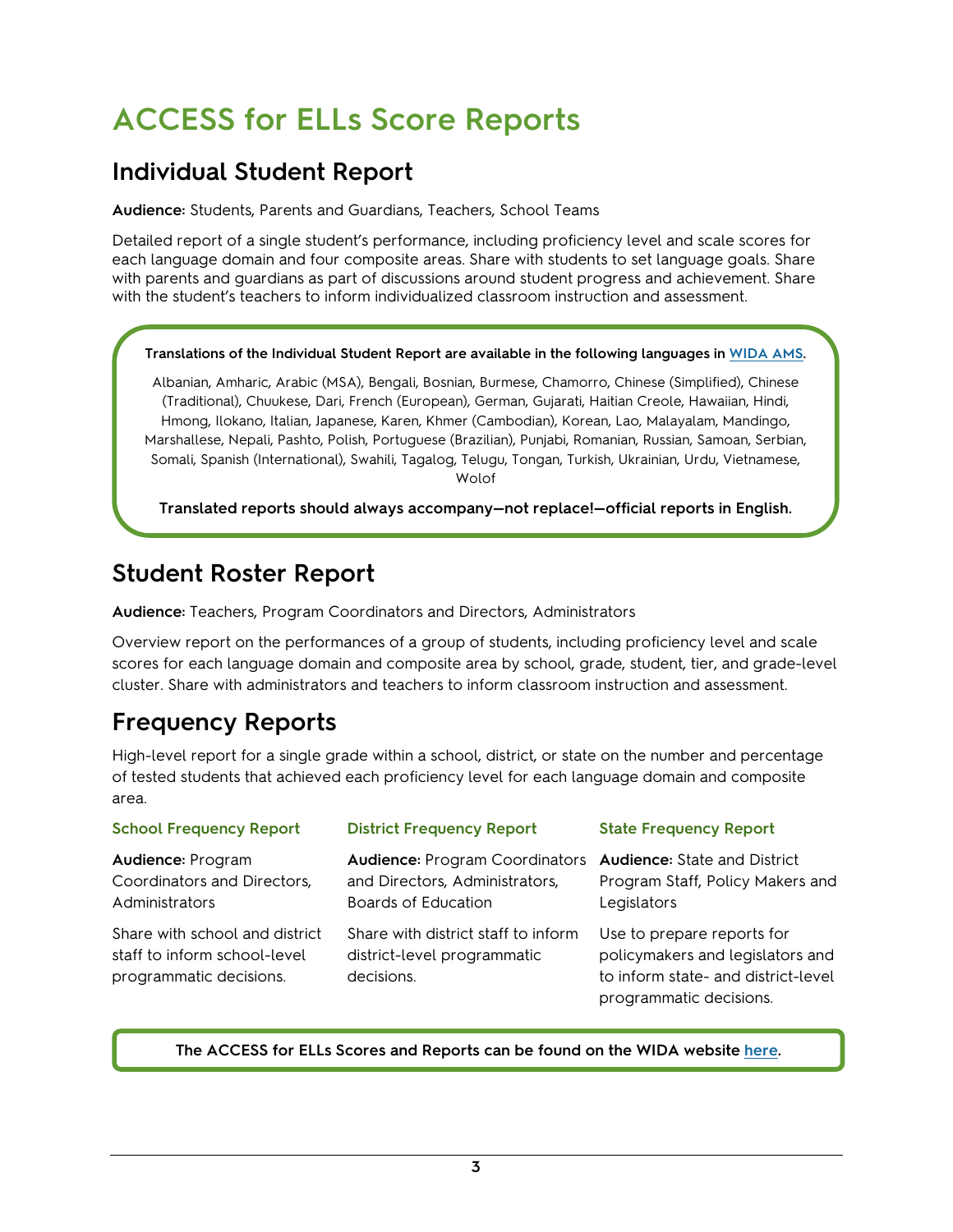# ACCESS for ELLs Score Reports

## Individual Student Report

**Audience:** Students, Parents and Guardians, Teachers, School Teams

Detailed report of a single student's performance, including proficiency level and scale scores for each language domain and four composite areas. Share with students to set language goals. Share with parents and guardians as part of discussions around student progress and achievement. Share with the student's teachers to inform individualized classroom instruction and assessment.

**Translations of the Individual Student Report are available in the following languages in WIDA AMS.**

Albanian, Amharic, Arabic (MSA), Bengali, Bosnian, Burmese, Chamorro, Chinese (Simplified), Chinese (Traditional), Chuukese, Dari, French (European), German, Gujarati, Haitian Creole, Hawaiian, Hindi, Hmong, Ilokano, Italian, Japanese, Karen, Khmer (Cambodian), Korean, Lao, Malayalam, Mandingo, Marshallese, Nepali, Pashto, Polish, Portuguese (Brazilian), Punjabi, Romanian, Russian, Samoan, Serbian, Somali, Spanish (International), Swahili, Tagalog, Telugu, Tongan, Turkish, Ukrainian, Urdu, Vietnamese, Wolof

**Translated reports should always accompany—not replace!—official reports in English.**

## Student Roster Report

**Audience:** Teachers, Program Coordinators and Directors, Administrators

Overview report on the performances of a group of students, including proficiency level and scale scores for each language domain and composite area by school, grade, student, tier, and grade-level cluster. Share with administrators and teachers to inform classroom instruction and assessment.

## Frequency Reports

High-level report for a single grade within a school, district, or state on the number and percentage of tested students that achieved each proficiency level for each language domain and composite area.

### School Frequency Report

**Audience:** Program Coordinators and Directors, Administrators

Share with school and district staff to inform school-level programmatic decisions.

### District Frequency Report

**Audience:** Program Coordinators and Directors, Administrators, Boards of Education

Share with district staff to inform district-level programmatic decisions.

### State Frequency Report

**Audience:** State and District Program Staff, Policy Makers and Legislators

Use to prepare reports for policymakers and legislators and to inform state- and district-level programmatic decisions.

**The ACCESS for ELLs Scores and Reports can be found on the WIDA website here.**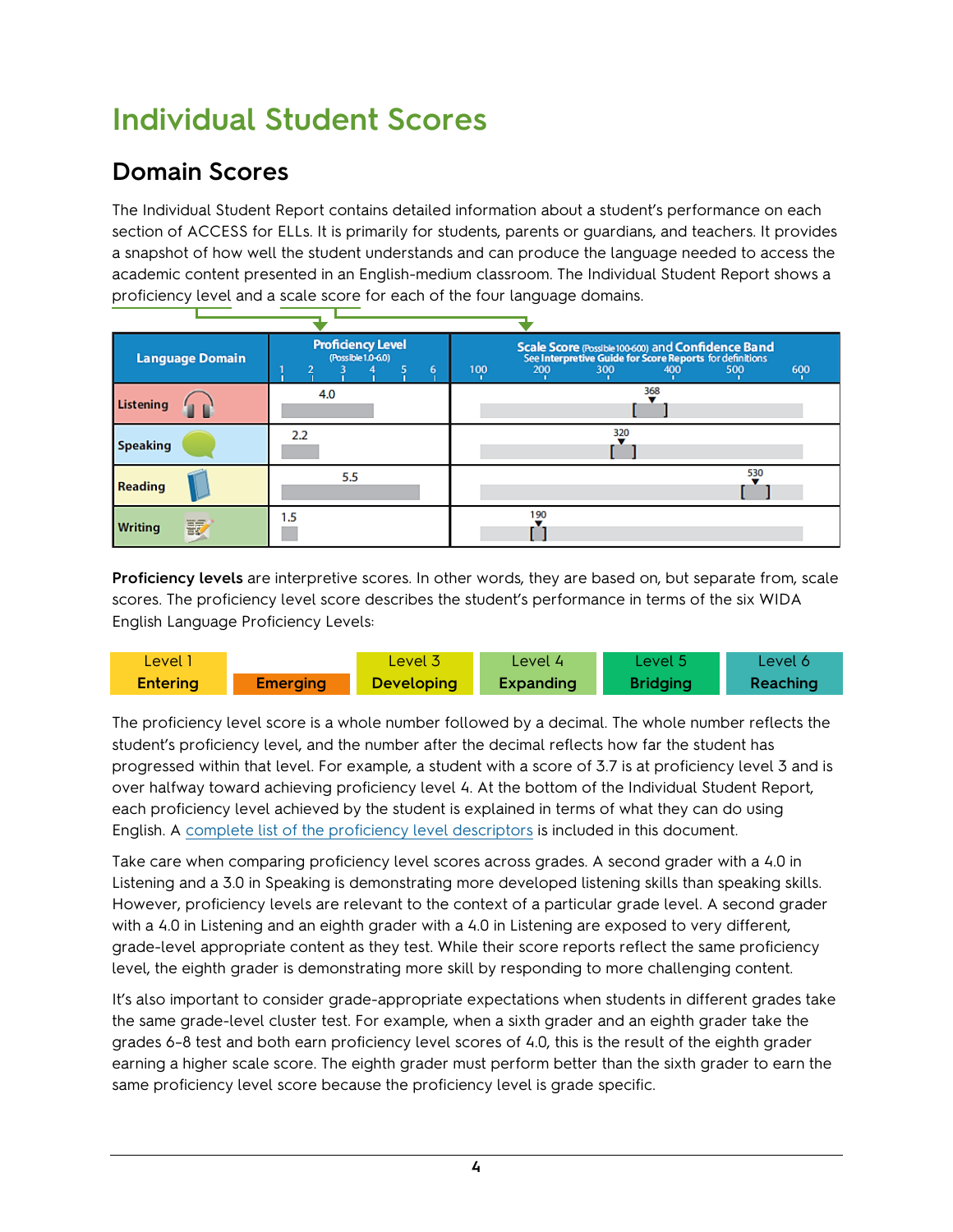# Individual Student Scores

## Domain Scores

The Individual Student Report contains detailed information about a student's performance on each section of ACCESS for ELLs. It is primarily for students, parents or guardians, and teachers. It provides a snapshot of how well the student understands and can produce the language needed to access the academic content presented in an English-medium classroom. The Individual Student Report shows a proficiency level and a scale score for each of the four language domains.

| Language Domain | Proficiency Level (Possible 1.0-6.0) | Scale Score (Possible 100-600) and Confidence Band (See Interpretive Guide for Score Reports for definitions) |
|---|---|---|
| Listening | 4.0 | 368 |
| Speaking | 2.2 | 320 |
| Reading | 5.5 | 530 |
| Writing | 1.5 | 190 |

**Proficiency levels** are interpretive scores. In other words, they are based on, but separate from, scale scores. The proficiency level score describes the student's performance in terms of the six WIDA English Language Proficiency Levels:

| Level 1 | Level 2 | Level 3 | Level 4 | Level 5 | Level 6 |
|---|---|---|---|---|---|
| Entering | Emerging | Developing | Expanding | Bridging | Reaching |

The proficiency level score is a whole number followed by a decimal. The whole number reflects the student's proficiency level, and the number after the decimal reflects how far the student has progressed within that level. For example, a student with a score of 3.7 is at proficiency level 3 and is over halfway toward achieving proficiency level 4. At the bottom of the Individual Student Report, each proficiency level achieved by the student is explained in terms of what they can do using English. A complete list of the proficiency level descriptors is included in this document.

Take care when comparing proficiency level scores across grades. A second grader with a 4.0 in Listening and a 3.0 in Speaking is demonstrating more developed listening skills than speaking skills. However, proficiency levels are relevant to the context of a particular grade level. A second grader with a 4.0 in Listening and an eighth grader with a 4.0 in Listening are exposed to very different, grade-level appropriate content as they test. While their score reports reflect the same proficiency level, the eighth grader is demonstrating more skill by responding to more challenging content.

It's also important to consider grade-appropriate expectations when students in different grades take the same grade-level cluster test. For example, when a sixth grader and an eighth grader take the grades 6–8 test and both earn proficiency level scores of 4.0, this is the result of the eighth grader earning a higher scale score. The eighth grader must perform better than the sixth grader to earn the same proficiency level score because the proficiency level is grade specific.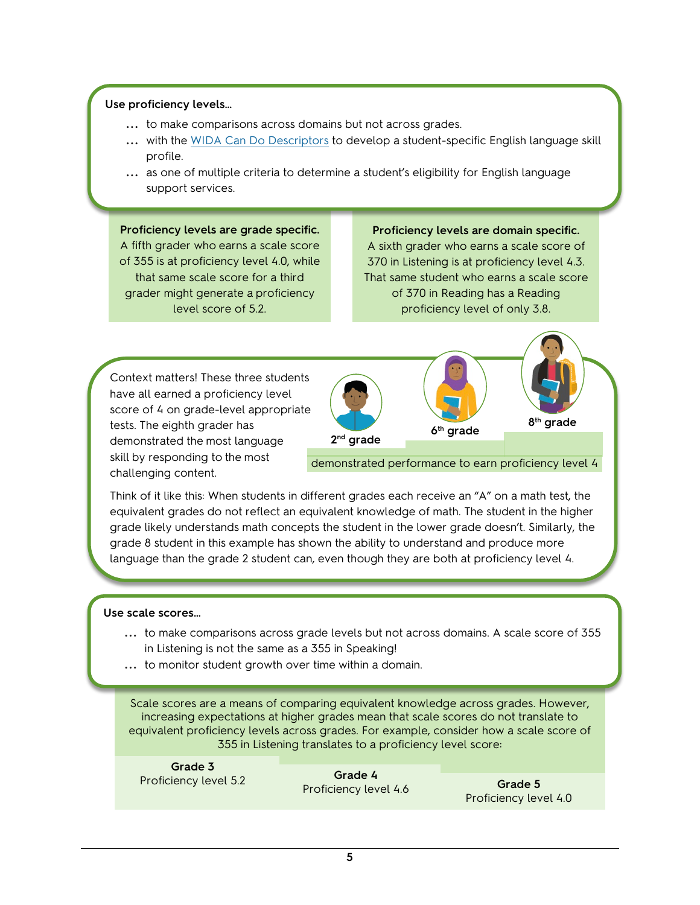**Use proficiency levels…**

- … to make comparisons across domains but not across grades.
- … with the [WIDA Can Do Descriptors] to develop a student-specific English language skill profile.
- … as one of multiple criteria to determine a student's eligibility for English language support services.

**Proficiency levels are grade specific.**
A fifth grader who earns a scale score of 355 is at proficiency level 4.0, while that same scale score for a third grader might generate a proficiency level score of 5.2.

**Proficiency levels are domain specific.**
A sixth grader who earns a scale score of 370 in Listening is at proficiency level 4.3. That same student who earns a scale score of 370 in Reading has a Reading proficiency level of only 3.8.

Context matters! These three students have all earned a proficiency level score of 4 on grade-level appropriate tests. The eighth grader has demonstrated the most language skill by responding to the most challenging content.

2nd grade

6th grade

8th grade

demonstrated performance to earn proficiency level 4

Think of it like this: When students in different grades each receive an "A" on a math test, the equivalent grades do not reflect an equivalent knowledge of math. The student in the higher grade likely understands math concepts the student in the lower grade doesn't. Similarly, the grade 8 student in this example has shown the ability to understand and produce more language than the grade 2 student can, even though they are both at proficiency level 4.

**Use scale scores…**

- … to make comparisons across grade levels but not across domains. A scale score of 355 in Listening is not the same as a 355 in Speaking!
- … to monitor student growth over time within a domain.

Scale scores are a means of comparing equivalent knowledge across grades. However, increasing expectations at higher grades mean that scale scores do not translate to equivalent proficiency levels across grades. For example, consider how a scale score of 355 in Listening translates to a proficiency level score:

| Grade 3 | Grade 4 | Grade 5 |
|---|---|---|
| Proficiency level 5.2 | Proficiency level 4.6 | Proficiency level 4.0 |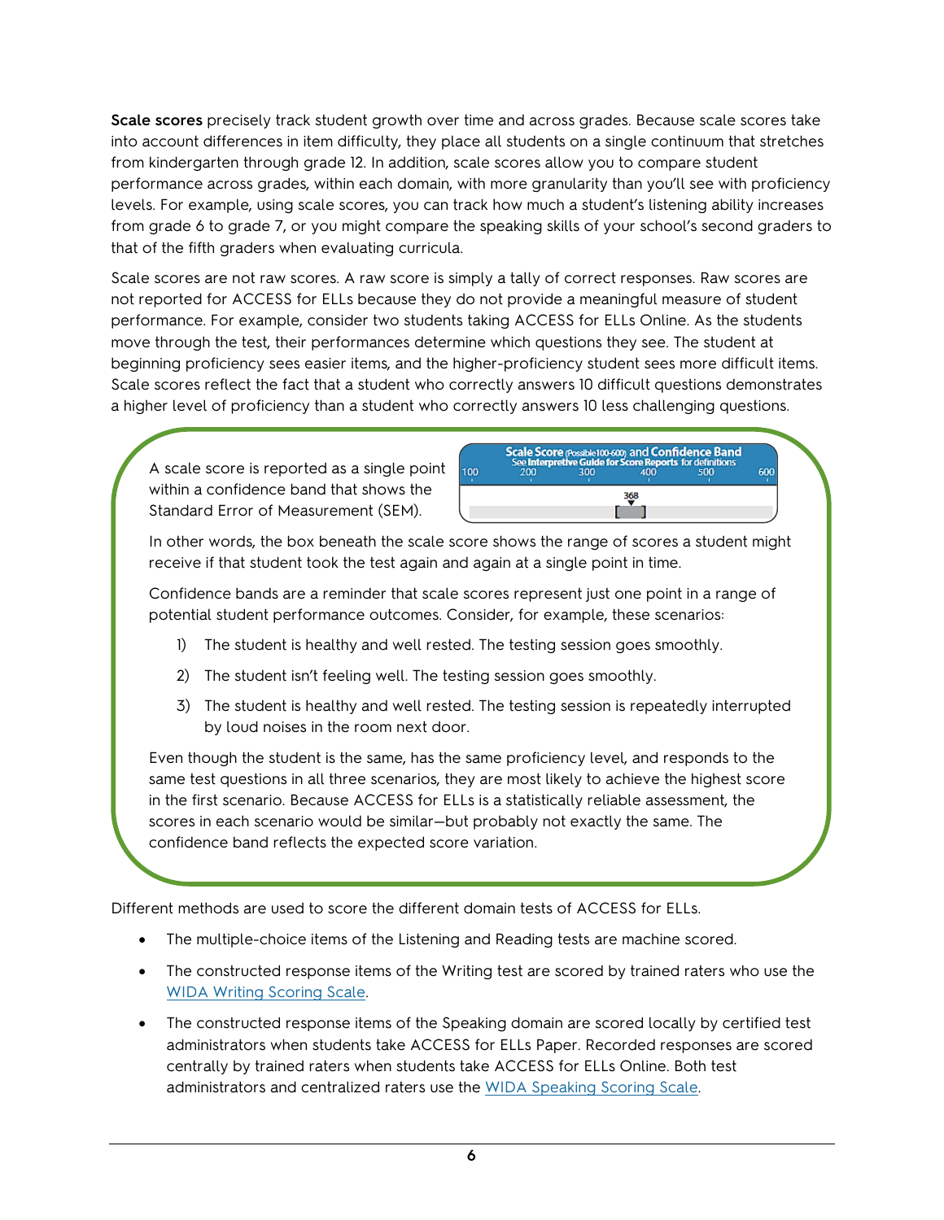**Scale scores** precisely track student growth over time and across grades. Because scale scores take into account differences in item difficulty, they place all students on a single continuum that stretches from kindergarten through grade 12. In addition, scale scores allow you to compare student performance across grades, within each domain, with more granularity than you'll see with proficiency levels. For example, using scale scores, you can track how much a student's listening ability increases from grade 6 to grade 7, or you might compare the speaking skills of your school's second graders to that of the fifth graders when evaluating curricula.

Scale scores are not raw scores. A raw score is simply a tally of correct responses. Raw scores are not reported for ACCESS for ELLs because they do not provide a meaningful measure of student performance. For example, consider two students taking ACCESS for ELLs Online. As the students move through the test, their performances determine which questions they see. The student at beginning proficiency sees easier items, and the higher-proficiency student sees more difficult items. Scale scores reflect the fact that a student who correctly answers 10 difficult questions demonstrates a higher level of proficiency than a student who correctly answers 10 less challenging questions.

A scale score is reported as a single point within a confidence band that shows the Standard Error of Measurement (SEM).

**Scale Score** (Possible 100-600) **and Confidence Band**
See **Interpretive Guide for Score Reports** for definitions
100 200 300 400 500 600
368

In other words, the box beneath the scale score shows the range of scores a student might receive if that student took the test again and again at a single point in time.

Confidence bands are a reminder that scale scores represent just one point in a range of potential student performance outcomes. Consider, for example, these scenarios:

1) The student is healthy and well rested. The testing session goes smoothly.
2) The student isn't feeling well. The testing session goes smoothly.
3) The student is healthy and well rested. The testing session is repeatedly interrupted by loud noises in the room next door.

Even though the student is the same, has the same proficiency level, and responds to the same test questions in all three scenarios, they are most likely to achieve the highest score in the first scenario. Because ACCESS for ELLs is a statistically reliable assessment, the scores in each scenario would be similar—but probably not exactly the same. The confidence band reflects the expected score variation.

Different methods are used to score the different domain tests of ACCESS for ELLs.

- The multiple-choice items of the Listening and Reading tests are machine scored.
- The constructed response items of the Writing test are scored by trained raters who use the WIDA Writing Scoring Scale.
- The constructed response items of the Speaking domain are scored locally by certified test administrators when students take ACCESS for ELLs Paper. Recorded responses are scored centrally by trained raters when students take ACCESS for ELLs Online. Both test administrators and centralized raters use the WIDA Speaking Scoring Scale.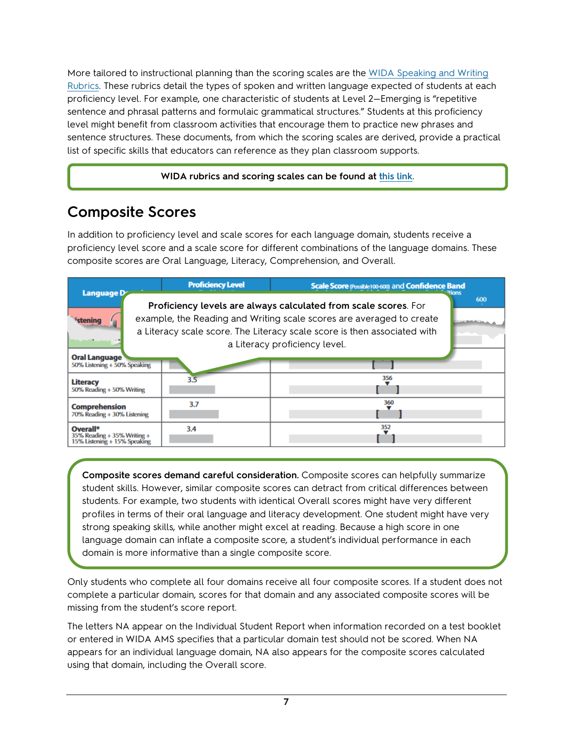More tailored to instructional planning than the scoring scales are the WIDA Speaking and Writing Rubrics. These rubrics detail the types of spoken and written language expected of students at each proficiency level. For example, one characteristic of students at Level 2—Emerging is "repetitive sentence and phrasal patterns and formulaic grammatical structures." Students at this proficiency level might benefit from classroom activities that encourage them to practice new phrases and sentence structures. These documents, from which the scoring scales are derived, provide a practical list of specific skills that educators can reference as they plan classroom supports.

**WIDA rubrics and scoring scales can be found at this link.**

## Composite Scores

In addition to proficiency level and scale scores for each language domain, students receive a proficiency level score and a scale score for different combinations of the language domains. These composite scores are Oral Language, Literacy, Comprehension, and Overall.

| Language Domain | Proficiency Level | Scale Score (Possible 100-600) and Confidence Band |
|---|---|---|
| Listening | | |
| Oral Language 50% Listening + 50% Speaking | | |
| Literacy 50% Reading + 50% Writing | 3.5 | 356 |
| Comprehension 70% Reading + 30% Listening | 3.7 | 360 |
| Overall* 35% Reading + 35% Writing + 15% Listening + 15% Speaking | 3.4 | 352 |

**Proficiency levels are always calculated from scale scores.** For example, the Reading and Writing scale scores are averaged to create a Literacy scale score. The Literacy scale score is then associated with a Literacy proficiency level.

**Composite scores demand careful consideration.** Composite scores can helpfully summarize student skills. However, similar composite scores can detract from critical differences between students. For example, two students with identical Overall scores might have very different profiles in terms of their oral language and literacy development. One student might have very strong speaking skills, while another might excel at reading. Because a high score in one language domain can inflate a composite score, a student's individual performance in each domain is more informative than a single composite score.

Only students who complete all four domains receive all four composite scores. If a student does not complete a particular domain, scores for that domain and any associated composite scores will be missing from the student's score report.

The letters NA appear on the Individual Student Report when information recorded on a test booklet or entered in WIDA AMS specifies that a particular domain test should not be scored. When NA appears for an individual language domain, NA also appears for the composite scores calculated using that domain, including the Overall score.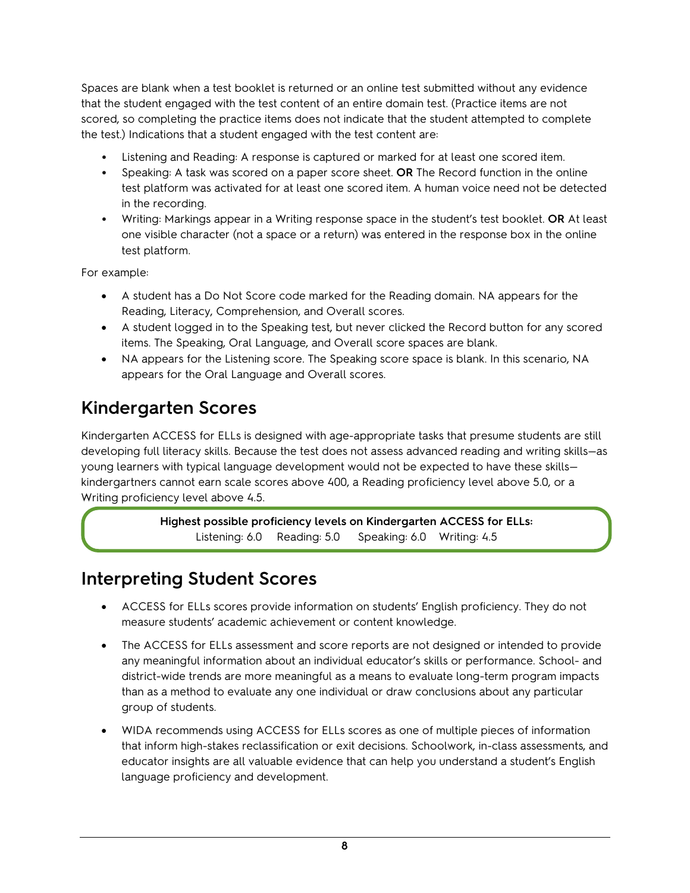Spaces are blank when a test booklet is returned or an online test submitted without any evidence that the student engaged with the test content of an entire domain test. (Practice items are not scored, so completing the practice items does not indicate that the student attempted to complete the test.) Indications that a student engaged with the test content are:

- Listening and Reading: A response is captured or marked for at least one scored item.
- Speaking: A task was scored on a paper score sheet. **OR** The Record function in the online test platform was activated for at least one scored item. A human voice need not be detected in the recording.
- Writing: Markings appear in a Writing response space in the student's test booklet. **OR** At least one visible character (not a space or a return) was entered in the response box in the online test platform.

For example:

- A student has a Do Not Score code marked for the Reading domain. NA appears for the Reading, Literacy, Comprehension, and Overall scores.
- A student logged in to the Speaking test, but never clicked the Record button for any scored items. The Speaking, Oral Language, and Overall score spaces are blank.
- NA appears for the Listening score. The Speaking score space is blank. In this scenario, NA appears for the Oral Language and Overall scores.

## Kindergarten Scores

Kindergarten ACCESS for ELLs is designed with age-appropriate tasks that presume students are still developing full literacy skills. Because the test does not assess advanced reading and writing skills—as young learners with typical language development would not be expected to have these skills—kindergartners cannot earn scale scores above 400, a Reading proficiency level above 5.0, or a Writing proficiency level above 4.5.

**Highest possible proficiency levels on Kindergarten ACCESS for ELLs:**
Listening: 6.0 Reading: 5.0 Speaking: 6.0 Writing: 4.5

## Interpreting Student Scores

- ACCESS for ELLs scores provide information on students' English proficiency. They do not measure students' academic achievement or content knowledge.
- The ACCESS for ELLs assessment and score reports are not designed or intended to provide any meaningful information about an individual educator's skills or performance. School- and district-wide trends are more meaningful as a means to evaluate long-term program impacts than as a method to evaluate any one individual or draw conclusions about any particular group of students.
- WIDA recommends using ACCESS for ELLs scores as one of multiple pieces of information that inform high-stakes reclassification or exit decisions. Schoolwork, in-class assessments, and educator insights are all valuable evidence that can help you understand a student's English language proficiency and development.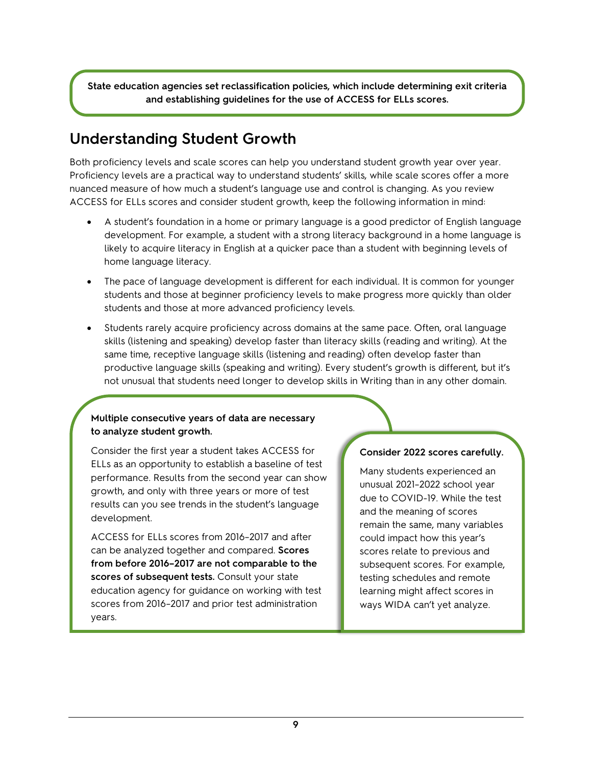**State education agencies set reclassification policies, which include determining exit criteria and establishing guidelines for the use of ACCESS for ELLs scores.**

## Understanding Student Growth

Both proficiency levels and scale scores can help you understand student growth year over year. Proficiency levels are a practical way to understand students' skills, while scale scores offer a more nuanced measure of how much a student's language use and control is changing. As you review ACCESS for ELLs scores and consider student growth, keep the following information in mind:

- A student's foundation in a home or primary language is a good predictor of English language development. For example, a student with a strong literacy background in a home language is likely to acquire literacy in English at a quicker pace than a student with beginning levels of home language literacy.
- The pace of language development is different for each individual. It is common for younger students and those at beginner proficiency levels to make progress more quickly than older students and those at more advanced proficiency levels.
- Students rarely acquire proficiency across domains at the same pace. Often, oral language skills (listening and speaking) develop faster than literacy skills (reading and writing). At the same time, receptive language skills (listening and reading) often develop faster than productive language skills (speaking and writing). Every student's growth is different, but it's not unusual that students need longer to develop skills in Writing than in any other domain.

**Multiple consecutive years of data are necessary to analyze student growth.**

Consider the first year a student takes ACCESS for ELLs as an opportunity to establish a baseline of test performance. Results from the second year can show growth, and only with three years or more of test results can you see trends in the student's language development.

ACCESS for ELLs scores from 2016–2017 and after can be analyzed together and compared. **Scores from before 2016–2017 are not comparable to the scores of subsequent tests.** Consult your state education agency for guidance on working with test scores from 2016–2017 and prior test administration years.

**Consider 2022 scores carefully.**

Many students experienced an unusual 2021–2022 school year due to COVID-19. While the test and the meaning of scores remain the same, many variables could impact how this year's scores relate to previous and subsequent scores. For example, testing schedules and remote learning might affect scores in ways WIDA can't yet analyze.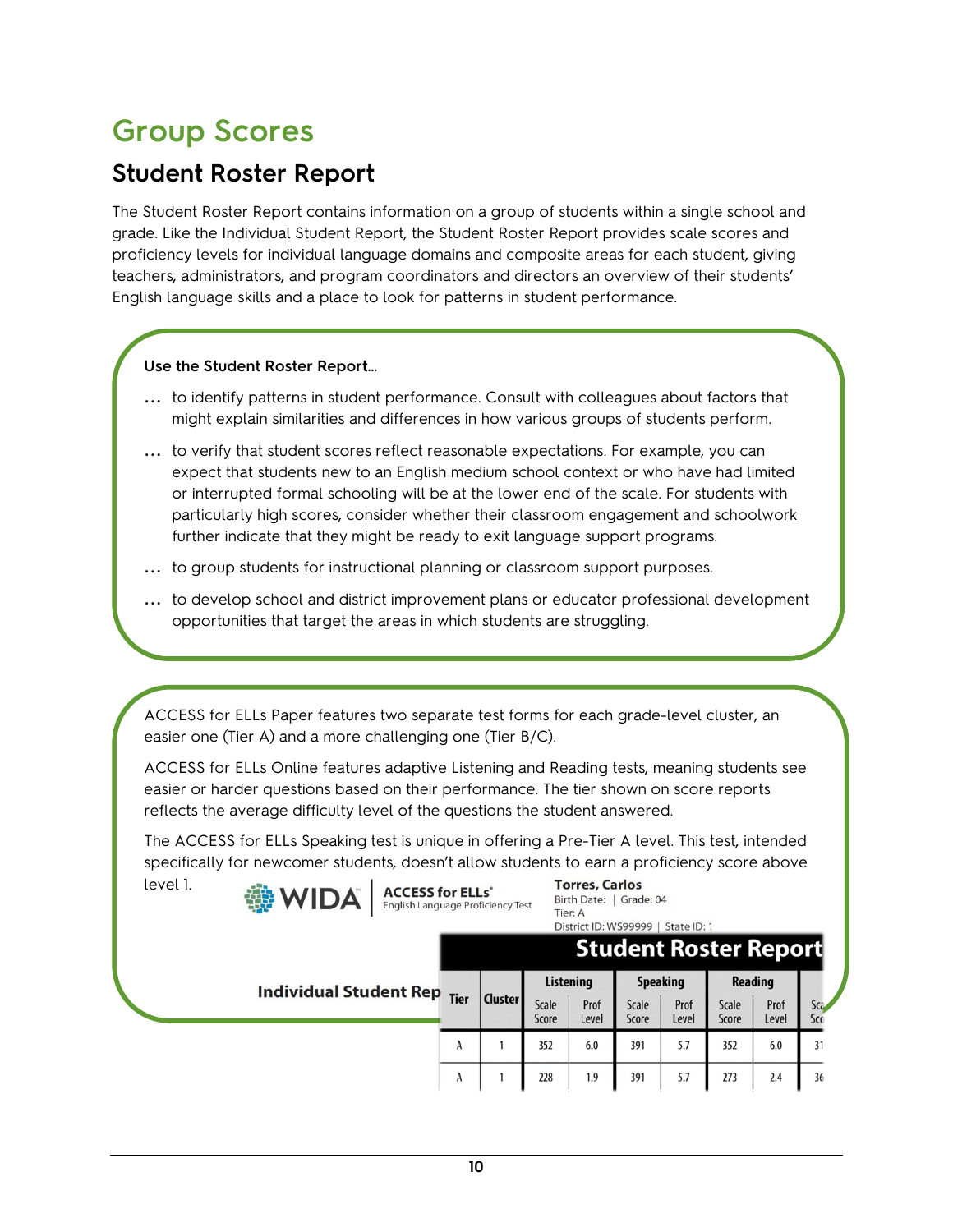# Group Scores

## Student Roster Report

The Student Roster Report contains information on a group of students within a single school and grade. Like the Individual Student Report, the Student Roster Report provides scale scores and proficiency levels for individual language domains and composite areas for each student, giving teachers, administrators, and program coordinators and directors an overview of their students' English language skills and a place to look for patterns in student performance.

**Use the Student Roster Report...**

... to identify patterns in student performance. Consult with colleagues about factors that might explain similarities and differences in how various groups of students perform.

... to verify that student scores reflect reasonable expectations. For example, you can expect that students new to an English medium school context or who have had limited or interrupted formal schooling will be at the lower end of the scale. For students with particularly high scores, consider whether their classroom engagement and schoolwork further indicate that they might be ready to exit language support programs.

... to group students for instructional planning or classroom support purposes.

... to develop school and district improvement plans or educator professional development opportunities that target the areas in which students are struggling.

ACCESS for ELLs Paper features two separate test forms for each grade-level cluster, an easier one (Tier A) and a more challenging one (Tier B/C).

ACCESS for ELLs Online features adaptive Listening and Reading tests, meaning students see easier or harder questions based on their performance. The tier shown on score reports reflects the average difficulty level of the questions the student answered.

The ACCESS for ELLs Speaking test is unique in offering a Pre-Tier A level. This test, intended specifically for newcomer students, doesn't allow students to earn a proficiency score above level 1.

WIDA ACCESS for ELLs English Language Proficiency Test

**Torres, Carlos**
Birth Date: | Grade: 04
Tier: A
District ID: WS99999 | State ID: 1

Individual Student Rep

**Student Roster Report**

| Tier | Cluster | Listening | | Speaking | | Reading | | Sca |
|---|---|---|---|---|---|---|---|---|
| | | Scale Score | Prof Level | Scale Score | Prof Level | Scale Score | Prof Level | Sco |
| A | 1 | 352 | 6.0 | 391 | 5.7 | 352 | 6.0 | 31 |
| A | 1 | 228 | 1.9 | 391 | 5.7 | 273 | 2.4 | 36 |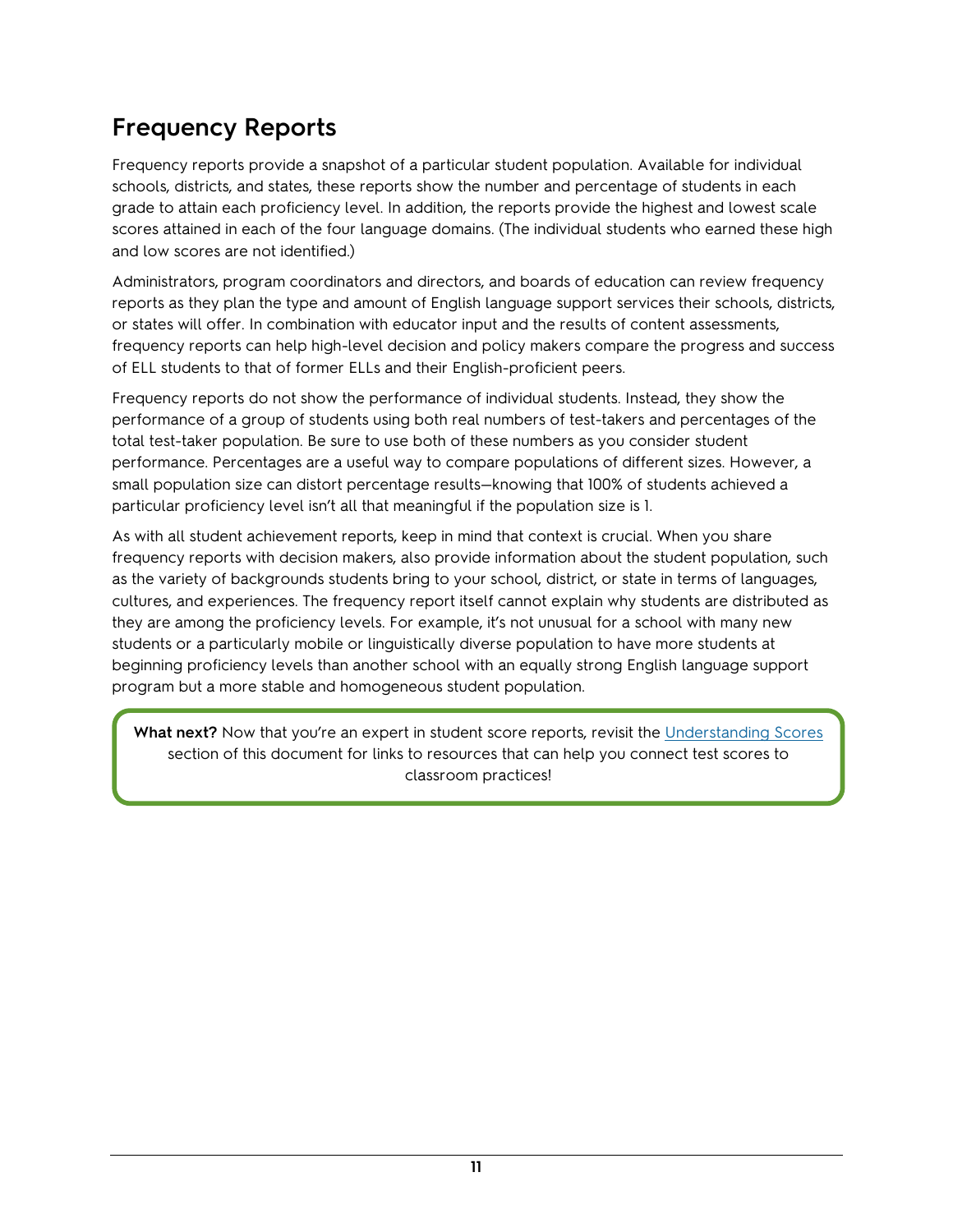## Frequency Reports

Frequency reports provide a snapshot of a particular student population. Available for individual schools, districts, and states, these reports show the number and percentage of students in each grade to attain each proficiency level. In addition, the reports provide the highest and lowest scale scores attained in each of the four language domains. (The individual students who earned these high and low scores are not identified.)

Administrators, program coordinators and directors, and boards of education can review frequency reports as they plan the type and amount of English language support services their schools, districts, or states will offer. In combination with educator input and the results of content assessments, frequency reports can help high-level decision and policy makers compare the progress and success of ELL students to that of former ELLs and their English-proficient peers.

Frequency reports do not show the performance of individual students. Instead, they show the performance of a group of students using both real numbers of test-takers and percentages of the total test-taker population. Be sure to use both of these numbers as you consider student performance. Percentages are a useful way to compare populations of different sizes. However, a small population size can distort percentage results—knowing that 100% of students achieved a particular proficiency level isn't all that meaningful if the population size is 1.

As with all student achievement reports, keep in mind that context is crucial. When you share frequency reports with decision makers, also provide information about the student population, such as the variety of backgrounds students bring to your school, district, or state in terms of languages, cultures, and experiences. The frequency report itself cannot explain why students are distributed as they are among the proficiency levels. For example, it's not unusual for a school with many new students or a particularly mobile or linguistically diverse population to have more students at beginning proficiency levels than another school with an equally strong English language support program but a more stable and homogeneous student population.

**What next?** Now that you're an expert in student score reports, revisit the Understanding Scores section of this document for links to resources that can help you connect test scores to classroom practices!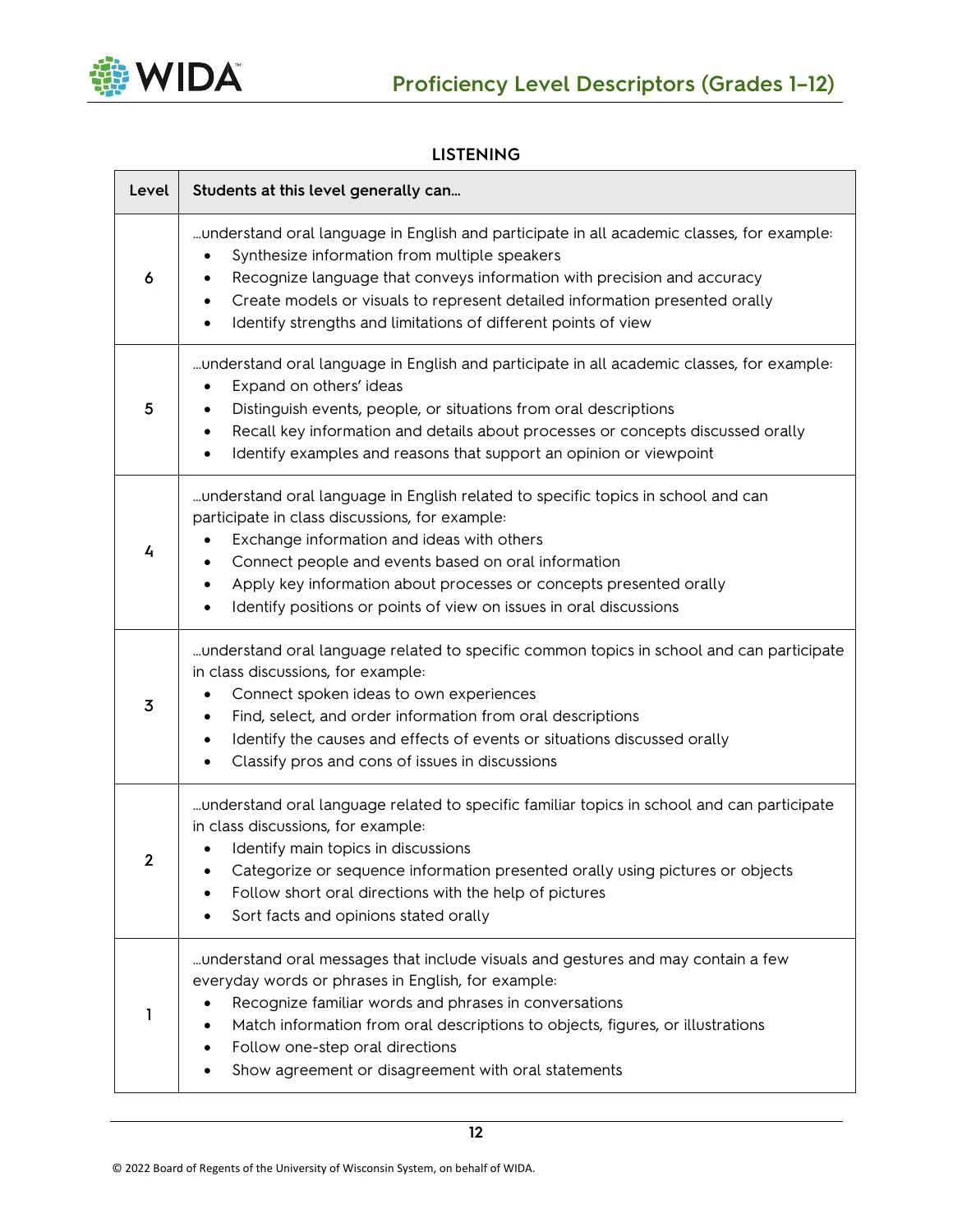## LISTENING

| Level | Students at this level generally can… |
|---|---|
| 6 | …understand oral language in English and participate in all academic classes, for example: <br>• Synthesize information from multiple speakers <br>• Recognize language that conveys information with precision and accuracy <br>• Create models or visuals to represent detailed information presented orally <br>• Identify strengths and limitations of different points of view |
| 5 | …understand oral language in English and participate in all academic classes, for example: <br>• Expand on others' ideas <br>• Distinguish events, people, or situations from oral descriptions <br>• Recall key information and details about processes or concepts discussed orally <br>• Identify examples and reasons that support an opinion or viewpoint |
| 4 | …understand oral language in English related to specific topics in school and can participate in class discussions, for example: <br>• Exchange information and ideas with others <br>• Connect people and events based on oral information <br>• Apply key information about processes or concepts presented orally <br>• Identify positions or points of view on issues in oral discussions |
| 3 | …understand oral language related to specific common topics in school and can participate in class discussions, for example: <br>• Connect spoken ideas to own experiences <br>• Find, select, and order information from oral descriptions <br>• Identify the causes and effects of events or situations discussed orally <br>• Classify pros and cons of issues in discussions |
| 2 | …understand oral language related to specific familiar topics in school and can participate in class discussions, for example: <br>• Identify main topics in discussions <br>• Categorize or sequence information presented orally using pictures or objects <br>• Follow short oral directions with the help of pictures <br>• Sort facts and opinions stated orally |
| 1 | …understand oral messages that include visuals and gestures and may contain a few everyday words or phrases in English, for example: <br>• Recognize familiar words and phrases in conversations <br>• Match information from oral descriptions to objects, figures, or illustrations <br>• Follow one-step oral directions <br>• Show agreement or disagreement with oral statements |

© 2022 Board of Regents of the University of Wisconsin System, on behalf of WIDA.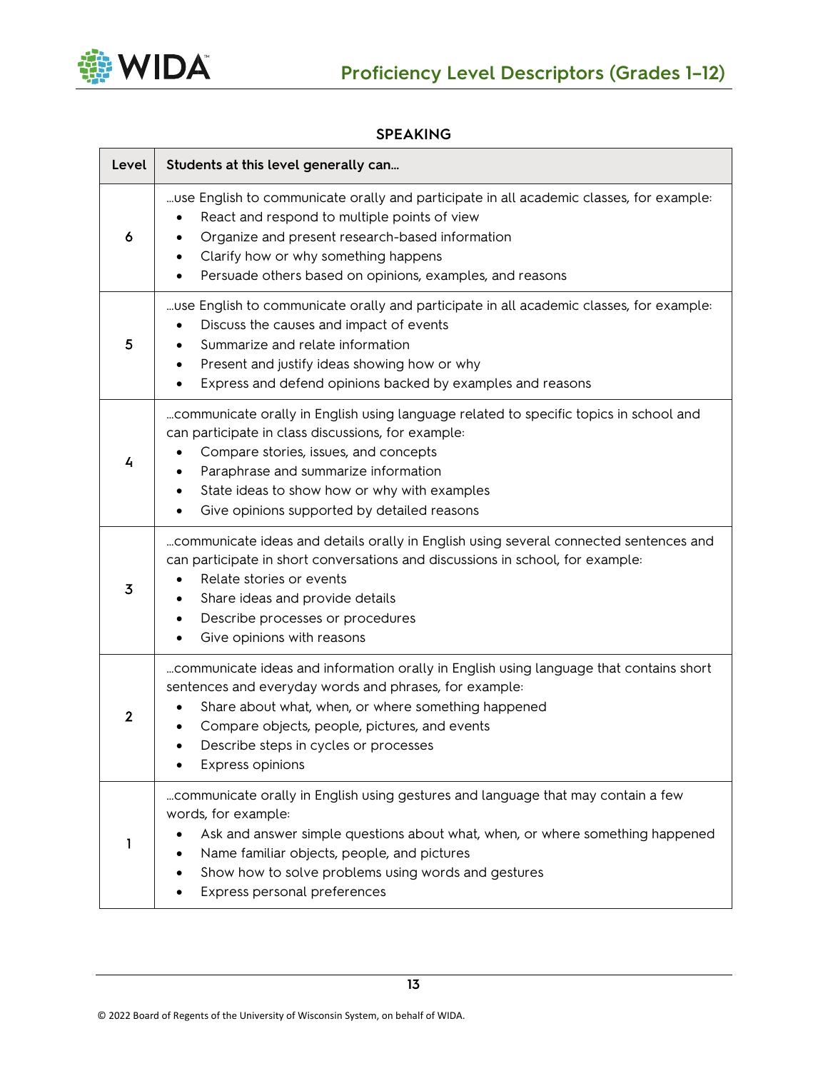## SPEAKING

| Level | Students at this level generally can… |
| --- | --- |
| 6 | …use English to communicate orally and participate in all academic classes, for example:<br>• React and respond to multiple points of view<br>• Organize and present research-based information<br>• Clarify how or why something happens<br>• Persuade others based on opinions, examples, and reasons |
| 5 | …use English to communicate orally and participate in all academic classes, for example:<br>• Discuss the causes and impact of events<br>• Summarize and relate information<br>• Present and justify ideas showing how or why<br>• Express and defend opinions backed by examples and reasons |
| 4 | …communicate orally in English using language related to specific topics in school and can participate in class discussions, for example:<br>• Compare stories, issues, and concepts<br>• Paraphrase and summarize information<br>• State ideas to show how or why with examples<br>• Give opinions supported by detailed reasons |
| 3 | …communicate ideas and details orally in English using several connected sentences and can participate in short conversations and discussions in school, for example:<br>• Relate stories or events<br>• Share ideas and provide details<br>• Describe processes or procedures<br>• Give opinions with reasons |
| 2 | …communicate ideas and information orally in English using language that contains short sentences and everyday words and phrases, for example:<br>• Share about what, when, or where something happened<br>• Compare objects, people, pictures, and events<br>• Describe steps in cycles or processes<br>• Express opinions |
| 1 | …communicate orally in English using gestures and language that may contain a few words, for example:<br>• Ask and answer simple questions about what, when, or where something happened<br>• Name familiar objects, people, and pictures<br>• Show how to solve problems using words and gestures<br>• Express personal preferences |

© 2022 Board of Regents of the University of Wisconsin System, on behalf of WIDA.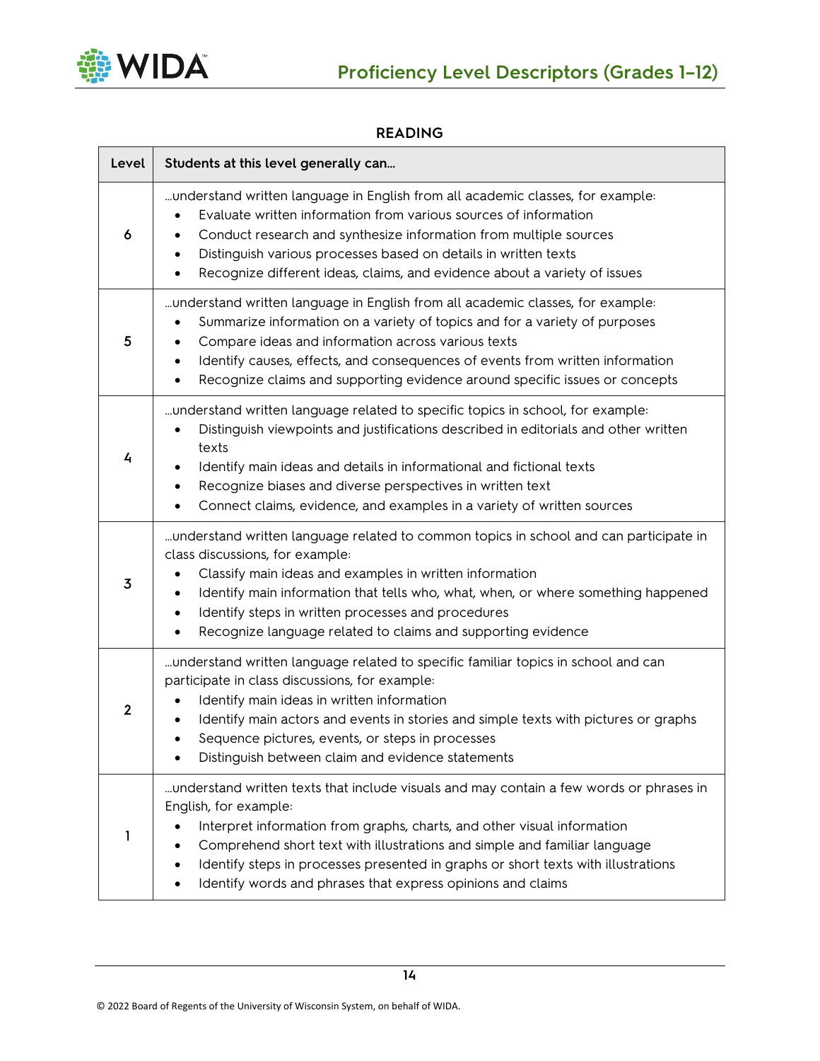## READING

| Level | Students at this level generally can… |
|---|---|
| 6 | …understand written language in English from all academic classes, for example: <br>• Evaluate written information from various sources of information <br>• Conduct research and synthesize information from multiple sources <br>• Distinguish various processes based on details in written texts <br>• Recognize different ideas, claims, and evidence about a variety of issues |
| 5 | …understand written language in English from all academic classes, for example: <br>• Summarize information on a variety of topics and for a variety of purposes <br>• Compare ideas and information across various texts <br>• Identify causes, effects, and consequences of events from written information <br>• Recognize claims and supporting evidence around specific issues or concepts |
| 4 | …understand written language related to specific topics in school, for example: <br>• Distinguish viewpoints and justifications described in editorials and other written texts <br>• Identify main ideas and details in informational and fictional texts <br>• Recognize biases and diverse perspectives in written text <br>• Connect claims, evidence, and examples in a variety of written sources |
| 3 | …understand written language related to common topics in school and can participate in class discussions, for example: <br>• Classify main ideas and examples in written information <br>• Identify main information that tells who, what, when, or where something happened <br>• Identify steps in written processes and procedures <br>• Recognize language related to claims and supporting evidence |
| 2 | …understand written language related to specific familiar topics in school and can participate in class discussions, for example: <br>• Identify main ideas in written information <br>• Identify main actors and events in stories and simple texts with pictures or graphs <br>• Sequence pictures, events, or steps in processes <br>• Distinguish between claim and evidence statements |
| 1 | …understand written texts that include visuals and may contain a few words or phrases in English, for example: <br>• Interpret information from graphs, charts, and other visual information <br>• Comprehend short text with illustrations and simple and familiar language <br>• Identify steps in processes presented in graphs or short texts with illustrations <br>• Identify words and phrases that express opinions and claims |

© 2022 Board of Regents of the University of Wisconsin System, on behalf of WIDA.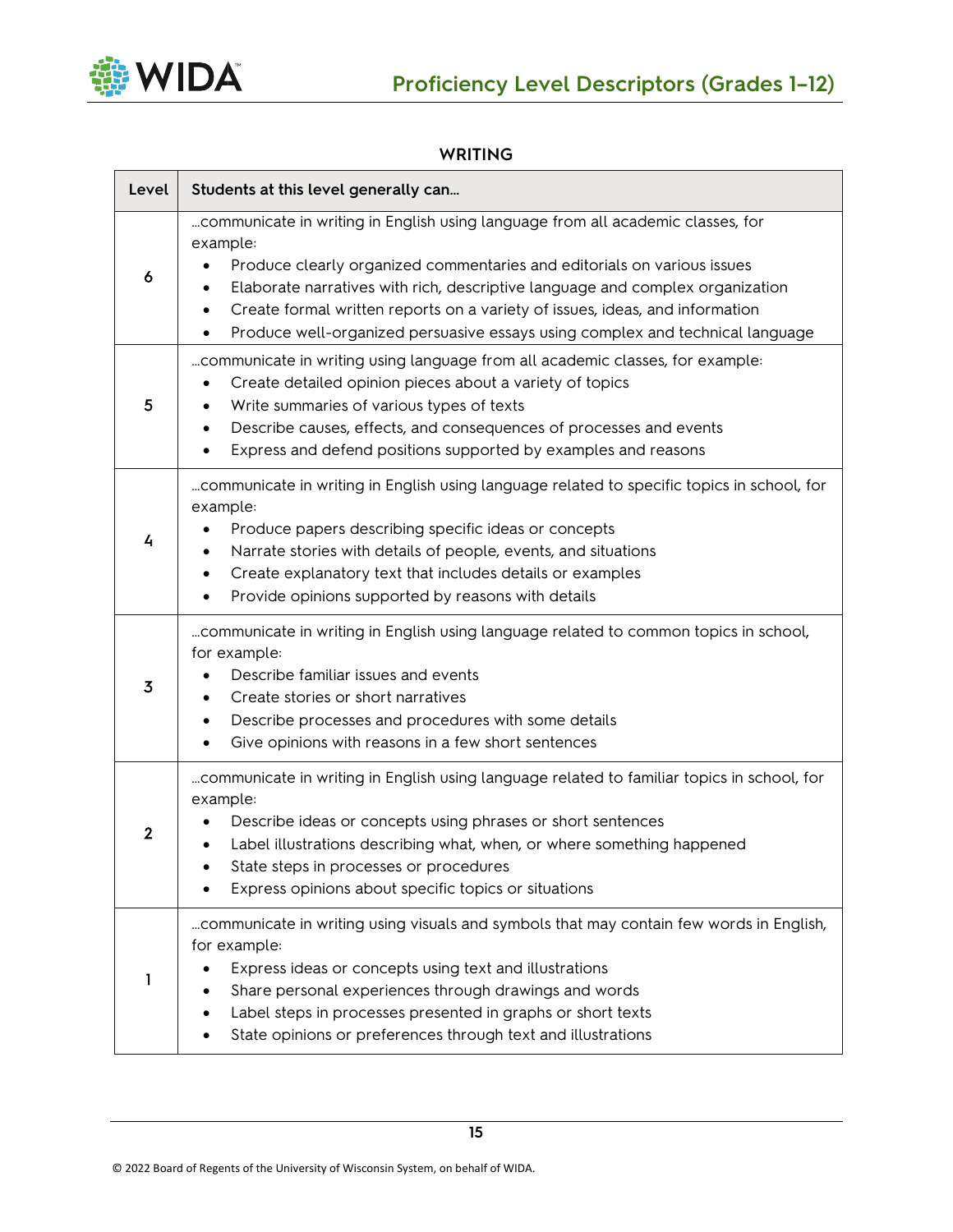## WRITING

| Level | Students at this level generally can... |
|---|---|
| 6 | ...communicate in writing in English using language from all academic classes, for example: <br>• Produce clearly organized commentaries and editorials on various issues <br>• Elaborate narratives with rich, descriptive language and complex organization <br>• Create formal written reports on a variety of issues, ideas, and information <br>• Produce well-organized persuasive essays using complex and technical language |
| 5 | ...communicate in writing using language from all academic classes, for example: <br>• Create detailed opinion pieces about a variety of topics <br>• Write summaries of various types of texts <br>• Describe causes, effects, and consequences of processes and events <br>• Express and defend positions supported by examples and reasons |
| 4 | ...communicate in writing in English using language related to specific topics in school, for example: <br>• Produce papers describing specific ideas or concepts <br>• Narrate stories with details of people, events, and situations <br>• Create explanatory text that includes details or examples <br>• Provide opinions supported by reasons with details |
| 3 | ...communicate in writing in English using language related to common topics in school, for example: <br>• Describe familiar issues and events <br>• Create stories or short narratives <br>• Describe processes and procedures with some details <br>• Give opinions with reasons in a few short sentences |
| 2 | ...communicate in writing in English using language related to familiar topics in school, for example: <br>• Describe ideas or concepts using phrases or short sentences <br>• Label illustrations describing what, when, or where something happened <br>• State steps in processes or procedures <br>• Express opinions about specific topics or situations |
| 1 | ...communicate in writing using visuals and symbols that may contain few words in English, for example: <br>• Express ideas or concepts using text and illustrations <br>• Share personal experiences through drawings and words <br>• Label steps in processes presented in graphs or short texts <br>• State opinions or preferences through text and illustrations |

© 2022 Board of Regents of the University of Wisconsin System, on behalf of WIDA.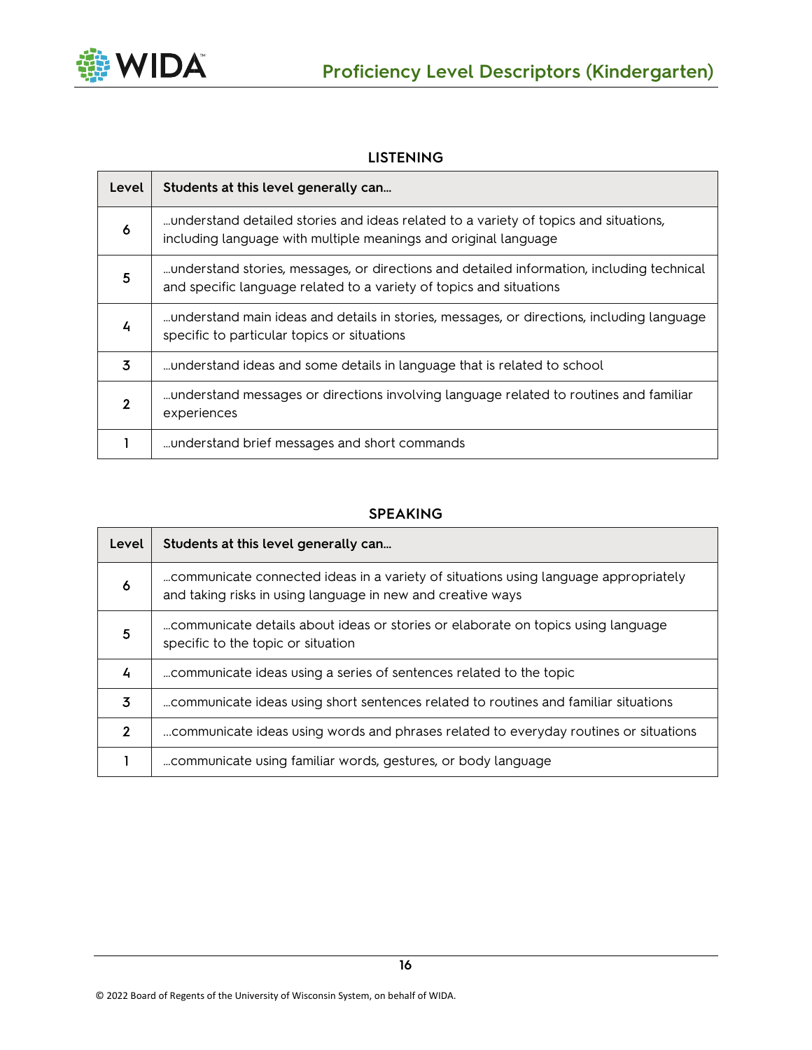## LISTENING

| Level | Students at this level generally can… |
|---|---|
| 6 | …understand detailed stories and ideas related to a variety of topics and situations, including language with multiple meanings and original language |
| 5 | …understand stories, messages, or directions and detailed information, including technical and specific language related to a variety of topics and situations |
| 4 | …understand main ideas and details in stories, messages, or directions, including language specific to particular topics or situations |
| 3 | …understand ideas and some details in language that is related to school |
| 2 | …understand messages or directions involving language related to routines and familiar experiences |
| 1 | …understand brief messages and short commands |

## SPEAKING

| Level | Students at this level generally can… |
|---|---|
| 6 | …communicate connected ideas in a variety of situations using language appropriately and taking risks in using language in new and creative ways |
| 5 | …communicate details about ideas or stories or elaborate on topics using language specific to the topic or situation |
| 4 | …communicate ideas using a series of sentences related to the topic |
| 3 | …communicate ideas using short sentences related to routines and familiar situations |
| 2 | …communicate ideas using words and phrases related to everyday routines or situations |
| 1 | …communicate using familiar words, gestures, or body language |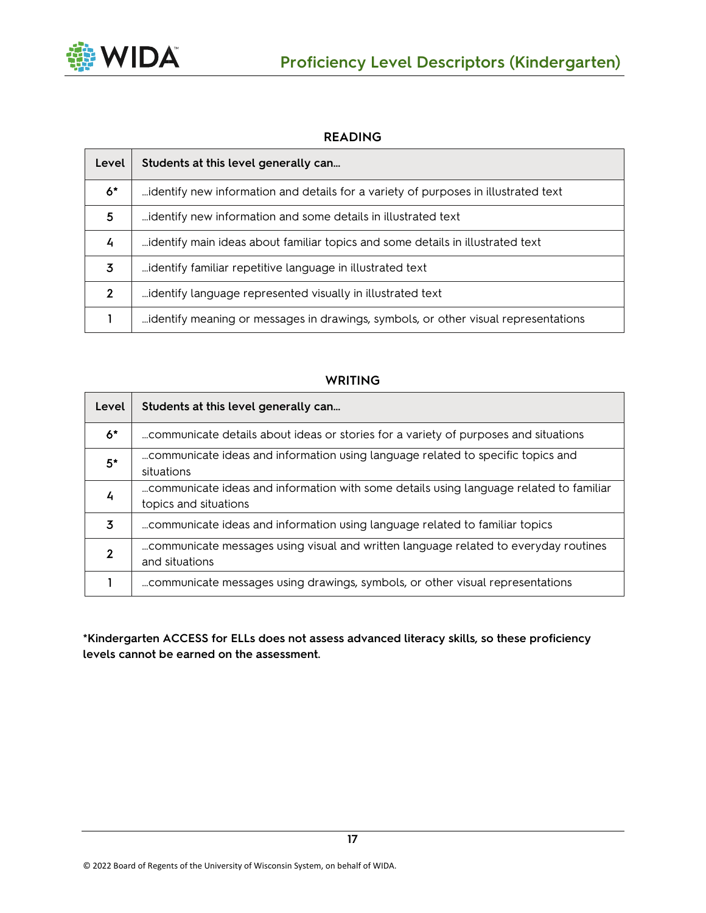# Proficiency Level Descriptors (Kindergarten)

## READING

| Level | Students at this level generally can… |
|---|---|
| 6* | …identify new information and details for a variety of purposes in illustrated text |
| 5 | …identify new information and some details in illustrated text |
| 4 | …identify main ideas about familiar topics and some details in illustrated text |
| 3 | …identify familiar repetitive language in illustrated text |
| 2 | …identify language represented visually in illustrated text |
| 1 | …identify meaning or messages in drawings, symbols, or other visual representations |

## WRITING

| Level | Students at this level generally can… |
|---|---|
| 6* | …communicate details about ideas or stories for a variety of purposes and situations |
| 5* | …communicate ideas and information using language related to specific topics and situations |
| 4 | …communicate ideas and information with some details using language related to familiar topics and situations |
| 3 | …communicate ideas and information using language related to familiar topics |
| 2 | …communicate messages using visual and written language related to everyday routines and situations |
| 1 | …communicate messages using drawings, symbols, or other visual representations |

**\*Kindergarten ACCESS for ELLs does not assess advanced literacy skills, so these proficiency levels cannot be earned on the assessment.**

© 2022 Board of Regents of the University of Wisconsin System, on behalf of WIDA.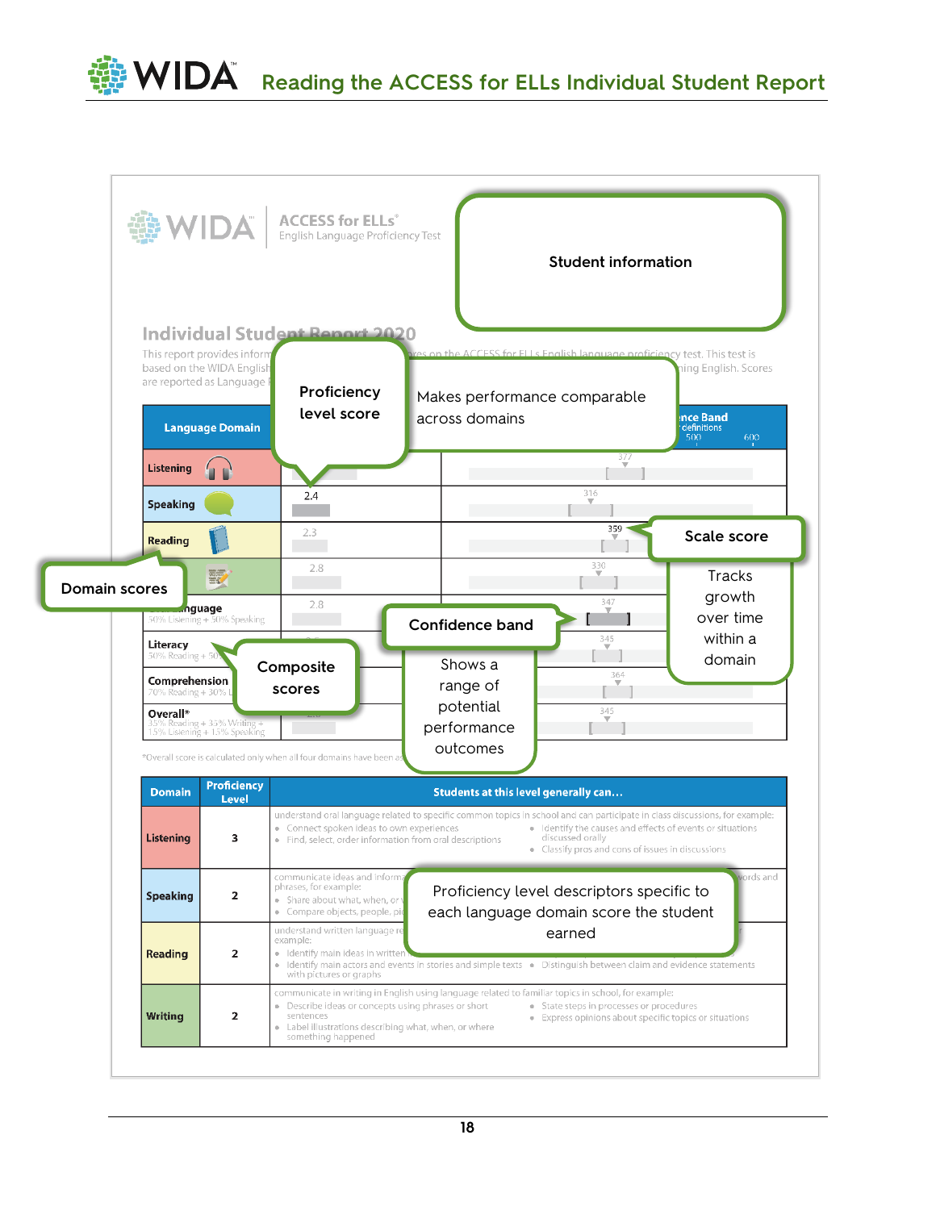# Reading the ACCESS for ELLs Individual Student Report

WIDA | ACCESS for ELLs® English Language Proficiency Test

Student information

## Individual Student Report 2020

This report provides inform... ...res on the ACCESS for ELLs English language proficiency test. This test is based on the WIDA English... ...ning English. Scores are reported as Language P...

Proficiency level score

Makes performance comparable across domains

Scale score

Tracks growth over time within a domain

Domain scores

Composite scores

Confidence band

Shows a range of potential performance outcomes

| Language Domain | Proficiency Level | Scale Score and Confidence Band |
|---|---|---|
| Listening | | 377 |
| Speaking | 2.4 | 316 |
| Reading | 2.3 | 359 |
| Writing | 2.8 | 330 |
| Oral Language (50% Listening + 50% Speaking) | 2.8 | 347 |
| Literacy (50% Reading + 50% Writing) | | 345 |
| Comprehension (70% Reading + 30% Listening) | | 364 |
| Overall* (35% Reading + 35% Writing + 15% Listening + 15% Speaking) | | 345 |

*Overall score is calculated only when all four domains have been as...

Proficiency level descriptors specific to each language domain score the student earned

| Domain | Proficiency Level | Students at this level generally can... |
|---|---|---|
| Listening | 3 | understand oral language related to specific common topics in school and can participate in class discussions, for example: • Connect spoken ideas to own experiences • Find, select, order information from oral descriptions • Identify the causes and effects of events or situations discussed orally • Classify pros and cons of issues in discussions |
| Speaking | 2 | communicate ideas and informa... phrases, for example: • Share about what, when, or w... • Compare objects, people, pi... ...words and |
| Reading | 2 | understand written language re... example: • Identify main ideas in written... • Identify main actors and events in stories and simple texts with pictures or graphs • Distinguish between claim and evidence statements |
| Writing | 2 | communicate in writing in English using language related to familiar topics in school, for example: • Describe ideas or concepts using phrases or short sentences • Label illustrations describing what, when, or where something happened • State steps in processes or procedures • Express opinions about specific topics or situations |